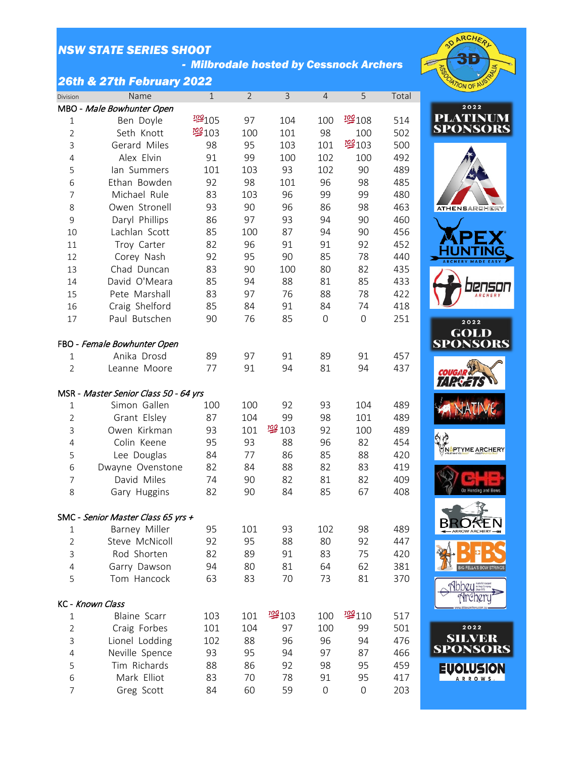# NSW STATE SERIES SHOOT

## - Milbrodale hosted by Cessnock Archers

## 26th & 27th February 2022

| Division | Name | 1 | 2 | 3 | 4 | 5 | Total |
|---|---|---|---|---|---|---|---|
| MBO - *Male Bowhunter Open* | | | | | | | |
| 1 | Ben Doyle | 💯105 | 97 | 104 | 100 | 💯108 | 514 |
| 2 | Seth Knott | 💯103 | 100 | 101 | 98 | 100 | 502 |
| 3 | Gerard Miles | 98 | 95 | 103 | 101 | 💯103 | 500 |
| 4 | Alex Elvin | 91 | 99 | 100 | 102 | 100 | 492 |
| 5 | Ian Summers | 101 | 103 | 93 | 102 | 90 | 489 |
| 6 | Ethan Bowden | 92 | 98 | 101 | 96 | 98 | 485 |
| 7 | Michael Rule | 83 | 103 | 96 | 99 | 99 | 480 |
| 8 | Owen Stronell | 93 | 90 | 96 | 86 | 98 | 463 |
| 9 | Daryl Phillips | 86 | 97 | 93 | 94 | 90 | 460 |
| 10 | Lachlan Scott | 85 | 100 | 87 | 94 | 90 | 456 |
| 11 | Troy Carter | 82 | 96 | 91 | 91 | 92 | 452 |
| 12 | Corey Nash | 92 | 95 | 90 | 85 | 78 | 440 |
| 13 | Chad Duncan | 83 | 90 | 100 | 80 | 82 | 435 |
| 14 | David O'Meara | 85 | 94 | 88 | 81 | 85 | 433 |
| 15 | Pete Marshall | 83 | 97 | 76 | 88 | 78 | 422 |
| 16 | Craig Shelford | 85 | 84 | 91 | 84 | 74 | 418 |
| 17 | Paul Butschen | 90 | 76 | 85 | 0 | 0 | 251 |
| FBO - *Female Bowhunter Open* | | | | | | | |
| 1 | Anika Drosd | 89 | 97 | 91 | 89 | 91 | 457 |
| 2 | Leanne Moore | 77 | 91 | 94 | 81 | 94 | 437 |
| MSR - *Master Senior Class 50 - 64 yrs* | | | | | | | |
| 1 | Simon Gallen | 100 | 100 | 92 | 93 | 104 | 489 |
| 2 | Grant Elsley | 87 | 104 | 99 | 98 | 101 | 489 |
| 3 | Owen Kirkman | 93 | 101 | 💯103 | 92 | 100 | 489 |
| 4 | Colin Keene | 95 | 93 | 88 | 96 | 82 | 454 |
| 5 | Lee Douglas | 84 | 77 | 86 | 85 | 88 | 420 |
| 6 | Dwayne Ovenstone | 82 | 84 | 88 | 82 | 83 | 419 |
| 7 | David Miles | 74 | 90 | 82 | 81 | 82 | 409 |
| 8 | Gary Huggins | 82 | 90 | 84 | 85 | 67 | 408 |
| SMC - *Senior Master Class 65 yrs +* | | | | | | | |
| 1 | Barney Miller | 95 | 101 | 93 | 102 | 98 | 489 |
| 2 | Steve McNicoll | 92 | 95 | 88 | 80 | 92 | 447 |
| 3 | Rod Shorten | 82 | 89 | 91 | 83 | 75 | 420 |
| 4 | Garry Dawson | 94 | 80 | 81 | 64 | 62 | 381 |
| 5 | Tom Hancock | 63 | 83 | 70 | 73 | 81 | 370 |
| KC - *Known Class* | | | | | | | |
| 1 | Blaine Scarr | 103 | 101 | 💯103 | 100 | 💯110 | 517 |
| 2 | Craig Forbes | 101 | 104 | 97 | 100 | 99 | 501 |
| 3 | Lionel Lodding | 102 | 88 | 96 | 96 | 94 | 476 |
| 4 | Neville Spence | 93 | 95 | 94 | 97 | 87 | 466 |
| 5 | Tim Richards | 88 | 86 | 92 | 98 | 95 | 459 |
| 6 | Mark Elliot | 83 | 70 | 78 | 91 | 95 | 417 |
| 7 | Greg Scott | 84 | 60 | 59 | 0 | 0 | 203 |

2022 PLATINUM SPONSORS

2022 GOLD SPONSORS

2022 SILVER SPONSORS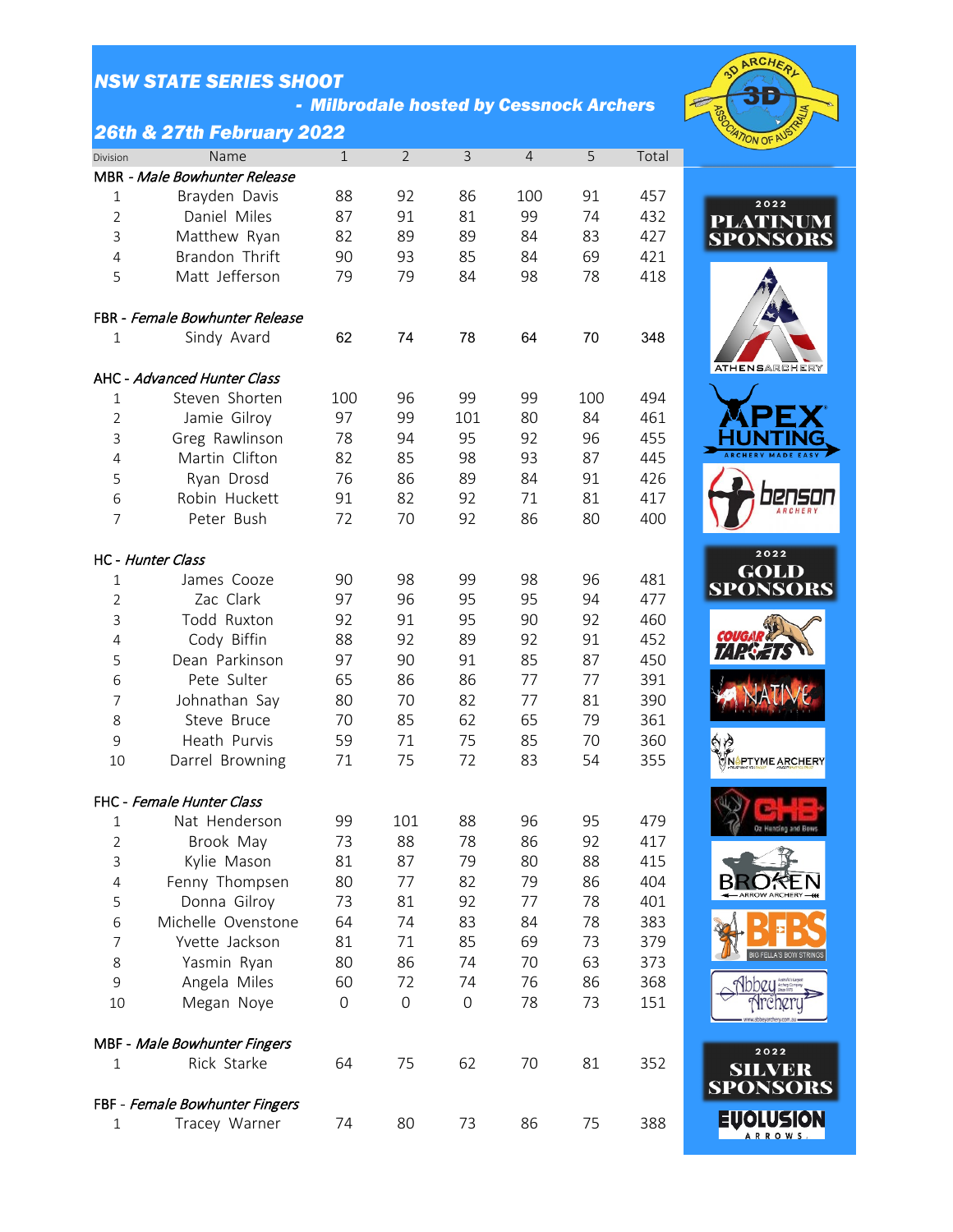# NSW STATE SERIES SHOOT

## - Milbrodale hosted by Cessnock Archers

## 26th & 27th February 2022

| Division | Name | 1 | 2 | 3 | 4 | 5 | Total |
|---|---|---|---|---|---|---|---|
| **MBR - *Male Bowhunter Release*** | | | | | | | |
| 1 | Brayden Davis | 88 | 92 | 86 | 100 | 91 | 457 |
| 2 | Daniel Miles | 87 | 91 | 81 | 99 | 74 | 432 |
| 3 | Matthew Ryan | 82 | 89 | 89 | 84 | 83 | 427 |
| 4 | Brandon Thrift | 90 | 93 | 85 | 84 | 69 | 421 |
| 5 | Matt Jefferson | 79 | 79 | 84 | 98 | 78 | 418 |
| **FBR - *Female Bowhunter Release*** | | | | | | | |
| 1 | Sindy Avard | 62 | 74 | 78 | 64 | 70 | 348 |
| **AHC - *Advanced Hunter Class*** | | | | | | | |
| 1 | Steven Shorten | 100 | 96 | 99 | 99 | 100 | 494 |
| 2 | Jamie Gilroy | 97 | 99 | 101 | 80 | 84 | 461 |
| 3 | Greg Rawlinson | 78 | 94 | 95 | 92 | 96 | 455 |
| 4 | Martin Clifton | 82 | 85 | 98 | 93 | 87 | 445 |
| 5 | Ryan Drosd | 76 | 86 | 89 | 84 | 91 | 426 |
| 6 | Robin Huckett | 91 | 82 | 92 | 71 | 81 | 417 |
| 7 | Peter Bush | 72 | 70 | 92 | 86 | 80 | 400 |
| **HC - *Hunter Class*** | | | | | | | |
| 1 | James Cooze | 90 | 98 | 99 | 98 | 96 | 481 |
| 2 | Zac Clark | 97 | 96 | 95 | 95 | 94 | 477 |
| 3 | Todd Ruxton | 92 | 91 | 95 | 90 | 92 | 460 |
| 4 | Cody Biffin | 88 | 92 | 89 | 92 | 91 | 452 |
| 5 | Dean Parkinson | 97 | 90 | 91 | 85 | 87 | 450 |
| 6 | Pete Sulter | 65 | 86 | 86 | 77 | 77 | 391 |
| 7 | Johnathan Say | 80 | 70 | 82 | 77 | 81 | 390 |
| 8 | Steve Bruce | 70 | 85 | 62 | 65 | 79 | 361 |
| 9 | Heath Purvis | 59 | 71 | 75 | 85 | 70 | 360 |
| 10 | Darrel Browning | 71 | 75 | 72 | 83 | 54 | 355 |
| **FHC - *Female Hunter Class*** | | | | | | | |
| 1 | Nat Henderson | 99 | 101 | 88 | 96 | 95 | 479 |
| 2 | Brook May | 73 | 88 | 78 | 86 | 92 | 417 |
| 3 | Kylie Mason | 81 | 87 | 79 | 80 | 88 | 415 |
| 4 | Fenny Thompsen | 80 | 77 | 82 | 79 | 86 | 404 |
| 5 | Donna Gilroy | 73 | 81 | 92 | 77 | 78 | 401 |
| 6 | Michelle Ovenstone | 64 | 74 | 83 | 84 | 78 | 383 |
| 7 | Yvette Jackson | 81 | 71 | 85 | 69 | 73 | 379 |
| 8 | Yasmin Ryan | 80 | 86 | 74 | 70 | 63 | 373 |
| 9 | Angela Miles | 60 | 72 | 74 | 76 | 86 | 368 |
| 10 | Megan Noye | 0 | 0 | 0 | 78 | 73 | 151 |
| **MBF - *Male Bowhunter Fingers*** | | | | | | | |
| 1 | Rick Starke | 64 | 75 | 62 | 70 | 81 | 352 |
| **FBF - *Female Bowhunter Fingers*** | | | | | | | |
| 1 | Tracey Warner | 74 | 80 | 73 | 86 | 75 | 388 |

**2022 PLATINUM SPONSORS**

**2022 GOLD SPONSORS**

**2022 SILVER SPONSORS**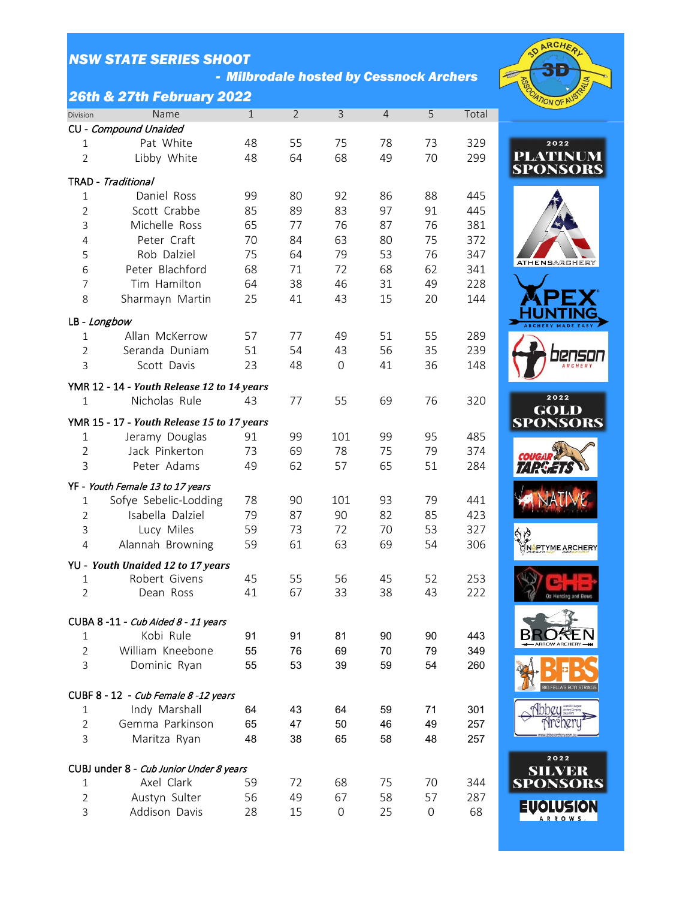## NSW STATE SERIES SHOOT

**- Milbrodale hosted by Cessnock Archers**

**26th & 27th February 2022**

| Division | Name | 1 | 2 | 3 | 4 | 5 | Total |
|---|---|---|---|---|---|---|---|
| CU - *Compound Unaided* | | | | | | | |
| 1 | Pat White | 48 | 55 | 75 | 78 | 73 | 329 |
| 2 | Libby White | 48 | 64 | 68 | 49 | 70 | 299 |
| TRAD - *Traditional* | | | | | | | |
| 1 | Daniel Ross | 99 | 80 | 92 | 86 | 88 | 445 |
| 2 | Scott Crabbe | 85 | 89 | 83 | 97 | 91 | 445 |
| 3 | Michelle Ross | 65 | 77 | 76 | 87 | 76 | 381 |
| 4 | Peter Craft | 70 | 84 | 63 | 80 | 75 | 372 |
| 5 | Rob Dalziel | 75 | 64 | 79 | 53 | 76 | 347 |
| 6 | Peter Blachford | 68 | 71 | 72 | 68 | 62 | 341 |
| 7 | Tim Hamilton | 64 | 38 | 46 | 31 | 49 | 228 |
| 8 | Sharmayn Martin | 25 | 41 | 43 | 15 | 20 | 144 |
| LB - *Longbow* | | | | | | | |
| 1 | Allan McKerrow | 57 | 77 | 49 | 51 | 55 | 289 |
| 2 | Seranda Duniam | 51 | 54 | 43 | 56 | 35 | 239 |
| 3 | Scott Davis | 23 | 48 | 0 | 41 | 36 | 148 |
| YMR 12 - 14 - ***Youth Release 12 to 14 years*** | | | | | | | |
| 1 | Nicholas Rule | 43 | 77 | 55 | 69 | 76 | 320 |
| YMR 15 - 17 - ***Youth Release 15 to 17 years*** | | | | | | | |
| 1 | Jeramy Douglas | 91 | 99 | 101 | 99 | 95 | 485 |
| 2 | Jack Pinkerton | 73 | 69 | 78 | 75 | 79 | 374 |
| 3 | Peter Adams | 49 | 62 | 57 | 65 | 51 | 284 |
| YF - *Youth Female 13 to 17 years* | | | | | | | |
| 1 | Sofye Sebelic-Lodding | 78 | 90 | 101 | 93 | 79 | 441 |
| 2 | Isabella Dalziel | 79 | 87 | 90 | 82 | 85 | 423 |
| 3 | Lucy Miles | 59 | 73 | 72 | 70 | 53 | 327 |
| 4 | Alannah Browning | 59 | 61 | 63 | 69 | 54 | 306 |
| YU - **Youth Unaided 12 to 17 years** | | | | | | | |
| 1 | Robert Givens | 45 | 55 | 56 | 45 | 52 | 253 |
| 2 | Dean Ross | 41 | 67 | 33 | 38 | 43 | 222 |
| CUBA 8 -11 - *Cub Aided 8 - 11 years* | | | | | | | |
| 1 | Kobi Rule | 91 | 91 | 81 | 90 | 90 | 443 |
| 2 | William Kneebone | 55 | 76 | 69 | 70 | 79 | 349 |
| 3 | Dominic Ryan | 55 | 53 | 39 | 59 | 54 | 260 |
| CUBF 8 - 12 - *Cub Female 8 -12 years* | | | | | | | |
| 1 | Indy Marshall | 64 | 43 | 64 | 59 | 71 | 301 |
| 2 | Gemma Parkinson | 65 | 47 | 50 | 46 | 49 | 257 |
| 3 | Maritza Ryan | 48 | 38 | 65 | 58 | 48 | 257 |
| CUBJ under 8 - *Cub Junior Under 8 years* | | | | | | | |
| 1 | Axel Clark | 59 | 72 | 68 | 75 | 70 | 344 |
| 2 | Austyn Sulter | 56 | 49 | 67 | 58 | 57 | 287 |
| 3 | Addison Davis | 28 | 15 | 0 | 25 | 0 | 68 |

2022 PLATINUM SPONSORS

2022 GOLD SPONSORS

2022 SILVER SPONSORS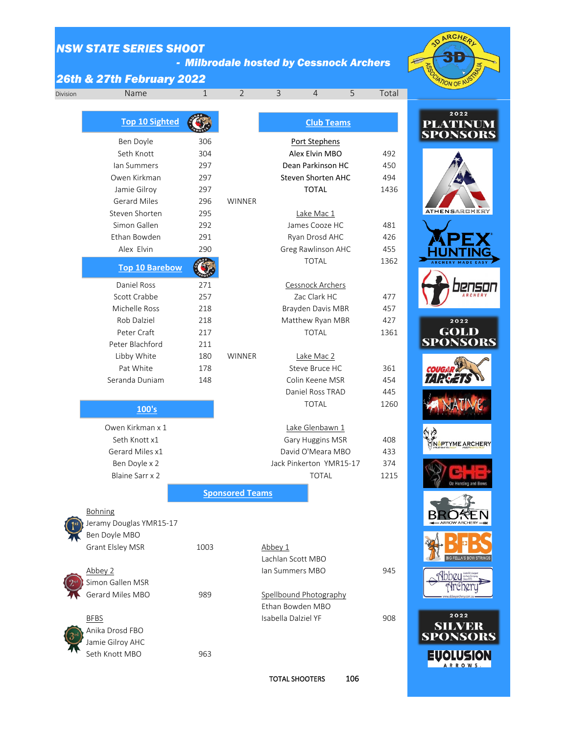# NSW STATE SERIES SHOOT

## - Milbrodale hosted by Cessnock Archers

## 26th & 27th February 2022

| Division | Name | 1 | 2 | 3 | 4 | 5 | Total |
|---|---|---|---|---|---|---|---|

### Top 10 Sighted

| Name | Score | |
|---|---|---|
| Ben Doyle | 306 | |
| Seth Knott | 304 | |
| Ian Summers | 297 | |
| Owen Kirkman | 297 | |
| Jamie Gilroy | 297 | |
| Gerard Miles | 296 | WINNER |
| Steven Shorten | 295 | |
| Simon Gallen | 292 | |
| Ethan Bowden | 291 | |
| Alex Elvin | 290 | |

### Top 10 Barebow

| Name | Score | |
|---|---|---|
| Daniel Ross | 271 | |
| Scott Crabbe | 257 | |
| Michelle Ross | 218 | |
| Rob Dalziel | 218 | |
| Peter Craft | 217 | |
| Peter Blachford | 211 | |
| Libby White | 180 | WINNER |
| Pat White | 178 | |
| Seranda Duniam | 148 | |

### 100's

- Owen Kirkman x 1
- Seth Knott x1
- Gerard Miles x1
- Ben Doyle x 2
- Blaine Sarr x 2

### Club Teams

| | |
|---|---|
| **Port Stephens** | |
| Alex Elvin MBO | 492 |
| Dean Parkinson HC | 450 |
| Steven Shorten AHC | 494 |
| TOTAL | 1436 |
| **Lake Mac 1** | |
| James Cooze HC | 481 |
| Ryan Drosd AHC | 426 |
| Greg Rawlinson AHC | 455 |
| TOTAL | 1362 |
| **Cessnock Archers** | |
| Zac Clark HC | 477 |
| Brayden Davis MBR | 457 |
| Matthew Ryan MBR | 427 |
| TOTAL | 1361 |
| **Lake Mac 2** | |
| Steve Bruce HC | 361 |
| Colin Keene MSR | 454 |
| Daniel Ross TRAD | 445 |
| TOTAL | 1260 |
| **Lake Glenbawn 1** | |
| Gary Huggins MSR | 408 |
| David O'Meara MBO | 433 |
| Jack Pinkerton YMR15-17 | 374 |
| TOTAL | 1215 |

### Sponsored Teams

**1st – Bohning**
- Jeramy Douglas YMR15-17
- Ben Doyle MBO
- Grant Elsley MSR — 1003

**2nd – Abbey 2**
- Simon Gallen MSR
- Gerard Miles MBO — 989

**3rd – BFBS**
- Anika Drosd FBO
- Jamie Gilroy AHC
- Seth Knott MBO — 963

**Abbey 1**
- Lachlan Scott MBO
- Ian Summers MBO — 945

**Spellbound Photography**
- Ethan Bowden MBO
- Isabella Dalziel YF — 908

TOTAL SHOOTERS 106

2022 PLATINUM SPONSORS

2022 GOLD SPONSORS

2022 SILVER SPONSORS